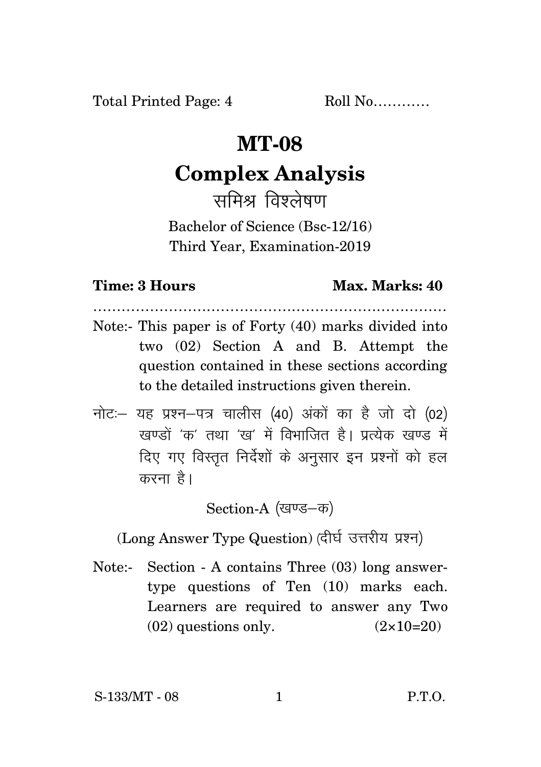Total Printed Page: 4 Roll No…………

# MT-08

# Complex Analysis

## समिश्र विश्लेषण

Bachelor of Science (Bsc-12/16)
Third Year, Examination-2019

**Time: 3 Hours** **Max. Marks: 40**

…………………………………………………………………

Note:- This paper is of Forty (40) marks divided into two (02) Section A and B. Attempt the question contained in these sections according to the detailed instructions given therein.

नोटः– यह प्रश्न–पत्र चालीस (40) अंकों का है जो दो (02) खण्डों 'क' तथा 'ख' में विभाजित है। प्रत्येक खण्ड में दिए गए विस्तृत निर्देशों के अनुसार इन प्रश्नों को हल करना है।

Section-A (खण्ड–क)

(Long Answer Type Question) (दीर्घ उत्तरीय प्रश्न)

Note:- Section - A contains Three (03) long answer-type questions of Ten (10) marks each. Learners are required to answer any Two (02) questions only. (2×10=20)

S-133/MT - 08 P.T.O.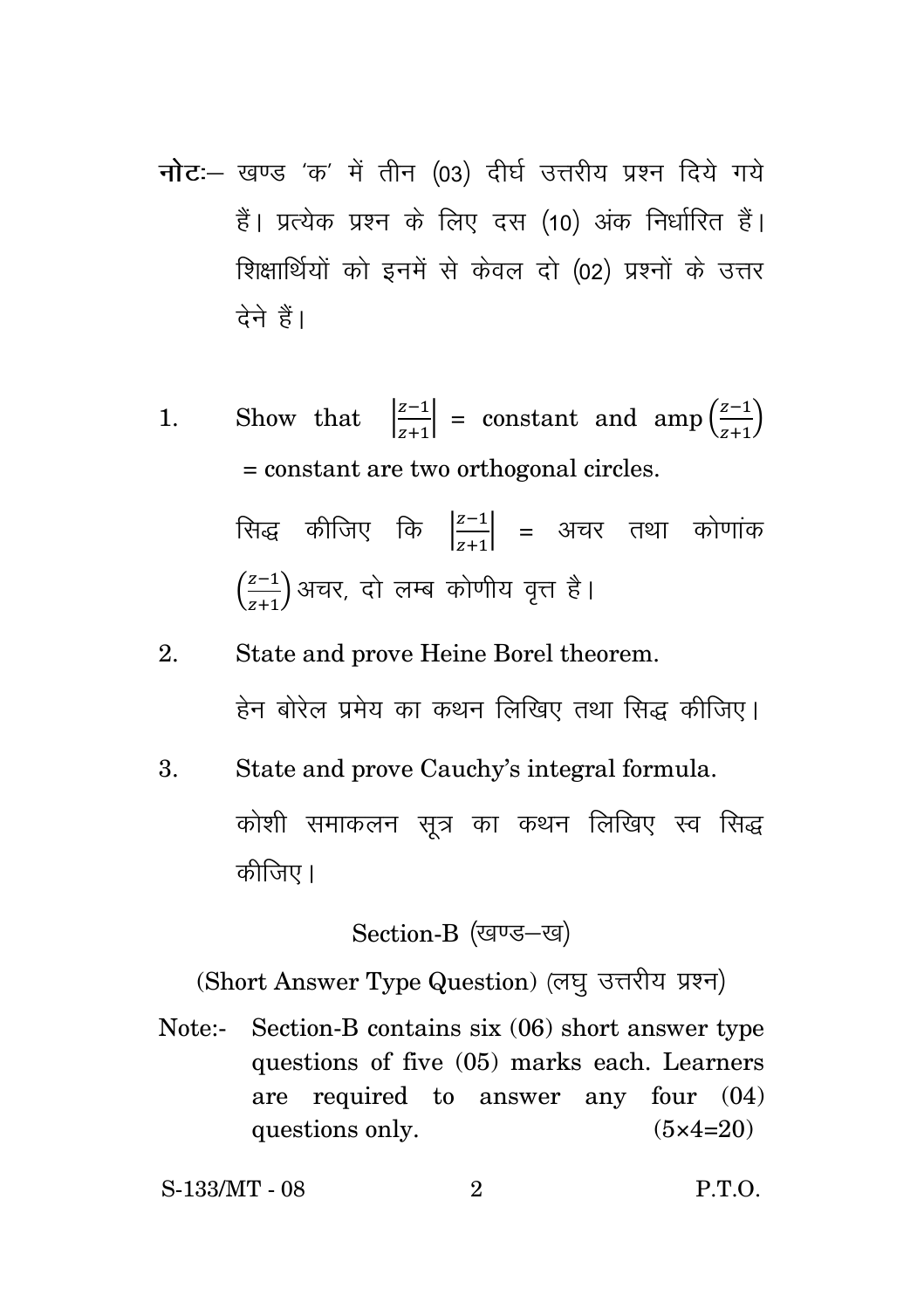**नोटः**— खण्ड 'क' में तीन (03) दीर्घ उत्तरीय प्रश्न दिये गये हैं। प्रत्येक प्रश्न के लिए दस (10) अंक निर्धारित हैं। शिक्षार्थियों को इनमें से केवल दो (02) प्रश्नों के उत्तर देने हैं।

1. Show that $\left|\frac{z-1}{z+1}\right|$ = constant and amp$\left(\frac{z-1}{z+1}\right)$ = constant are two orthogonal circles.

   सिद्ध कीजिए कि $\left|\frac{z-1}{z+1}\right|$ = अचर तथा कोणांक $\left(\frac{z-1}{z+1}\right)$ अचर, दो लम्ब कोणीय वृत्त है।

2. State and prove Heine Borel theorem.

   हेन बोरेल प्रमेय का कथन लिखिए तथा सिद्ध कीजिए।

3. State and prove Cauchy's integral formula.

   कोशी समाकलन सूत्र का कथन लिखिए स्व सिद्ध कीजिए।

## Section-B (खण्ड–ख)

(Short Answer Type Question) (लघु उत्तरीय प्रश्न)

Note:- Section-B contains six (06) short answer type questions of five (05) marks each. Learners are required to answer any four (04) questions only. (5×4=20)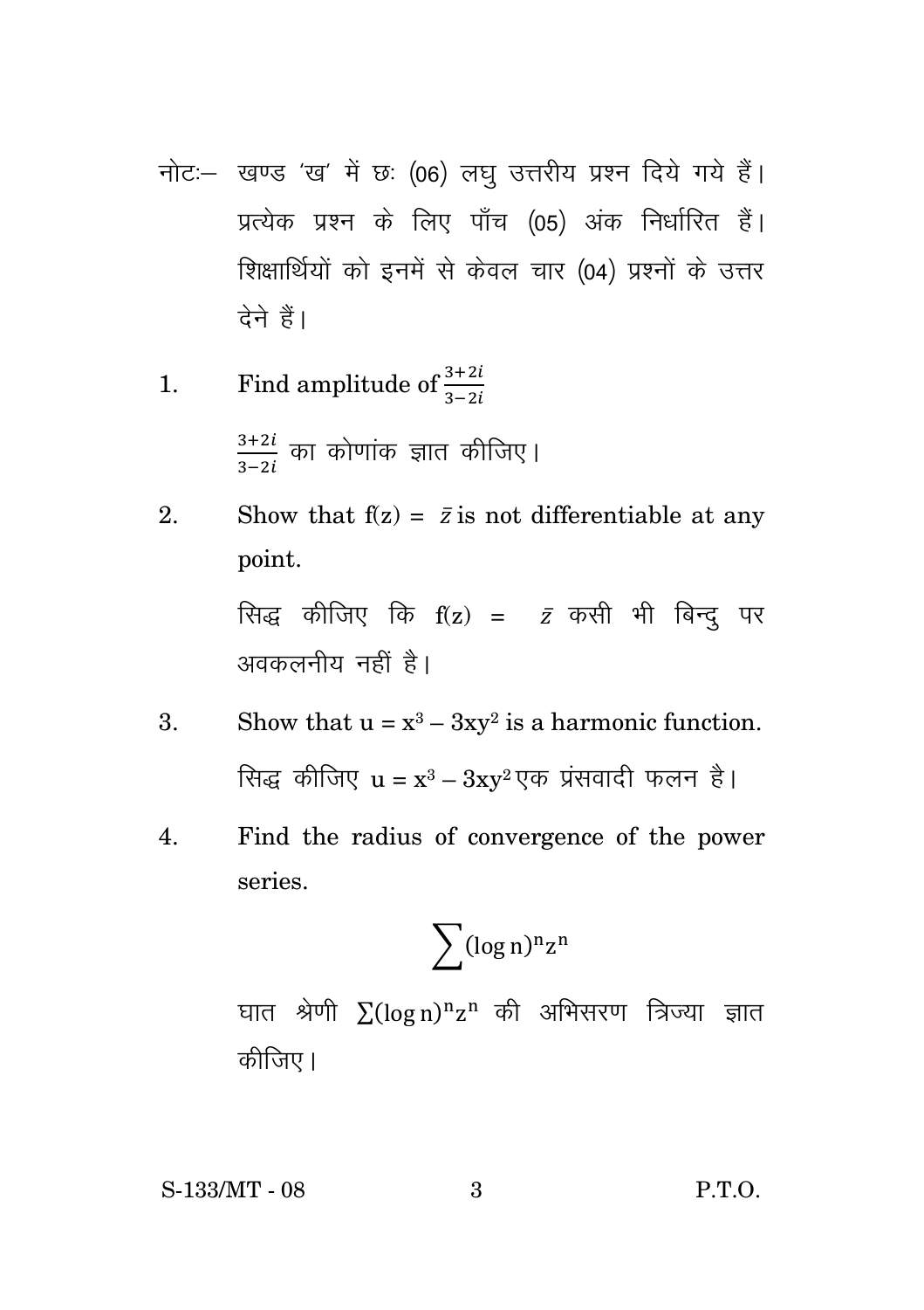नोटः– खण्ड 'ख' में छः (06) लघु उत्तरीय प्रश्न दिये गये हैं। प्रत्येक प्रश्न के लिए पाँच (05) अंक निर्धारित हैं। शिक्षार्थियों को इनमें से केवल चार (04) प्रश्नों के उत्तर देने हैं।

1. Find amplitude of $\frac{3+2i}{3-2i}$

   $\frac{3+2i}{3-2i}$ का कोणांक ज्ञात कीजिए।

2. Show that $f(z) = \bar{z}$ is not differentiable at any point.

   सिद्ध कीजिए कि $f(z) = \bar{z}$ कसी भी बिन्दु पर अवकलनीय नहीं है।

3. Show that $u = x^3 - 3xy^2$ is a harmonic function.

   सिद्ध कीजिए $u = x^3 - 3xy^2$ एक प्रंसवादी फलन है।

4. Find the radius of convergence of the power series.

   $$\sum (\log n)^n z^n$$

   घात श्रेणी $\sum(\log n)^n z^n$ की अभिसरण त्रिज्या ज्ञात कीजिए।

S-133/MT - 08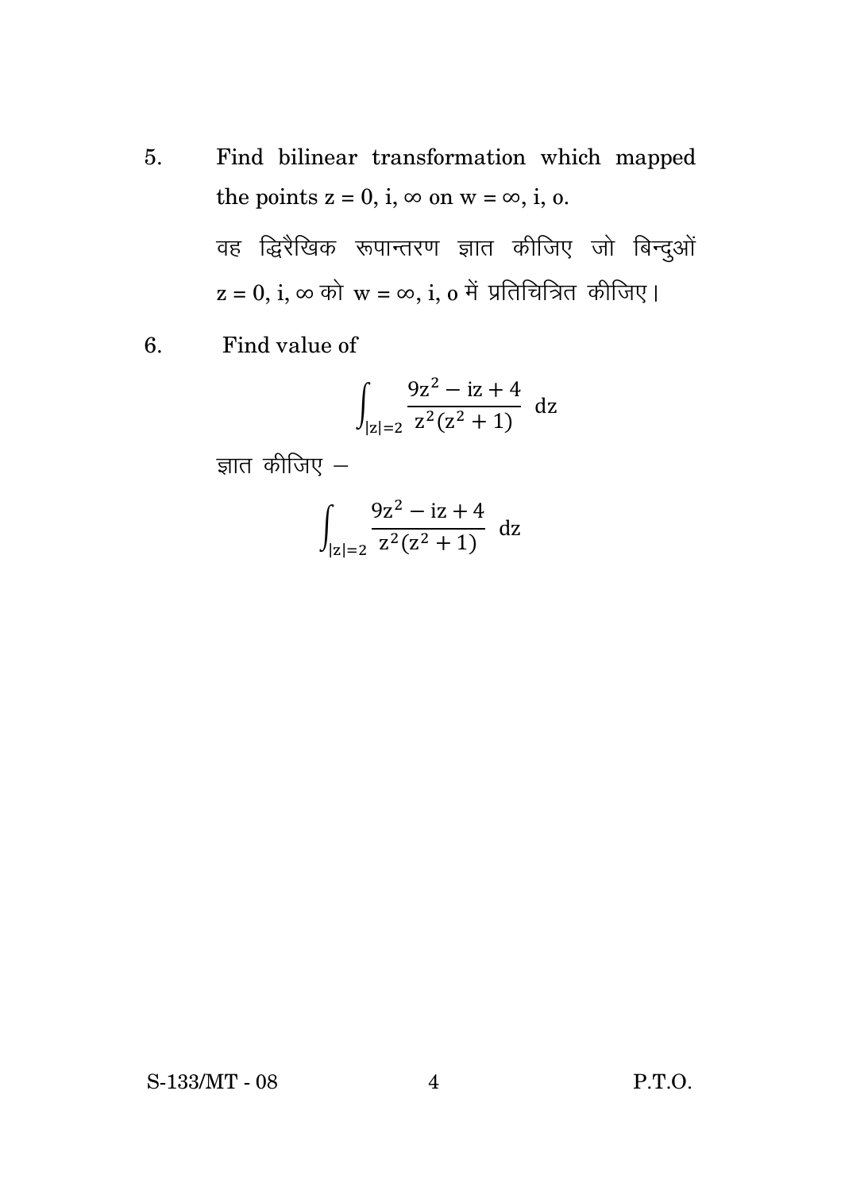5. Find bilinear transformation which mapped the points $z = 0, i, \infty$ on $w = \infty, i, o$.

   वह द्विरैखिक रूपान्तरण ज्ञात कीजिए जो बिन्दुओं $z = 0, i, \infty$ को $w = \infty, i, o$ में प्रतिचित्रित कीजिए।

6. Find value of

$$\int_{|z|=2} \frac{9z^2 - iz + 4}{z^2(z^2 + 1)} \, dz$$

   ज्ञात कीजिए –

$$\int_{|z|=2} \frac{9z^2 - iz + 4}{z^2(z^2 + 1)} \, dz$$